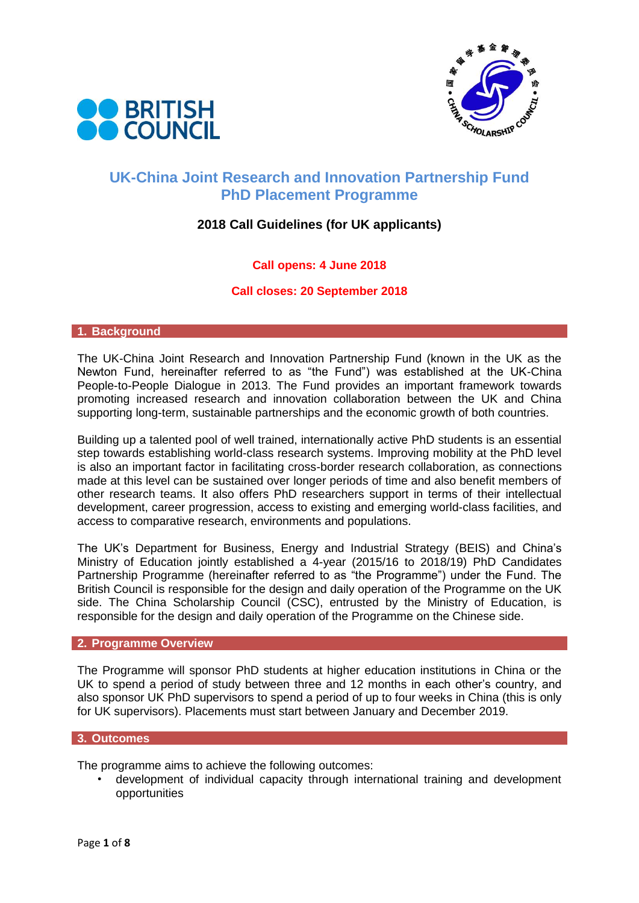# UK-China Joint Research and Innovation Partnership Fund
# PhD Placement Programme

**2018 Call Guidelines (for UK applicants)**

**Call opens: 4 June 2018**

**Call closes: 20 September 2018**

## 1. Background

The UK-China Joint Research and Innovation Partnership Fund (known in the UK as the Newton Fund, hereinafter referred to as "the Fund") was established at the UK-China People-to-People Dialogue in 2013. The Fund provides an important framework towards promoting increased research and innovation collaboration between the UK and China supporting long-term, sustainable partnerships and the economic growth of both countries.

Building up a talented pool of well trained, internationally active PhD students is an essential step towards establishing world-class research systems. Improving mobility at the PhD level is also an important factor in facilitating cross-border research collaboration, as connections made at this level can be sustained over longer periods of time and also benefit members of other research teams. It also offers PhD researchers support in terms of their intellectual development, career progression, access to existing and emerging world-class facilities, and access to comparative research, environments and populations.

The UK's Department for Business, Energy and Industrial Strategy (BEIS) and China's Ministry of Education jointly established a 4-year (2015/16 to 2018/19) PhD Candidates Partnership Programme (hereinafter referred to as "the Programme") under the Fund. The British Council is responsible for the design and daily operation of the Programme on the UK side. The China Scholarship Council (CSC), entrusted by the Ministry of Education, is responsible for the design and daily operation of the Programme on the Chinese side.

## 2. Programme Overview

The Programme will sponsor PhD students at higher education institutions in China or the UK to spend a period of study between three and 12 months in each other's country, and also sponsor UK PhD supervisors to spend a period of up to four weeks in China (this is only for UK supervisors). Placements must start between January and December 2019.

## 3. Outcomes

The programme aims to achieve the following outcomes:

- development of individual capacity through international training and development opportunities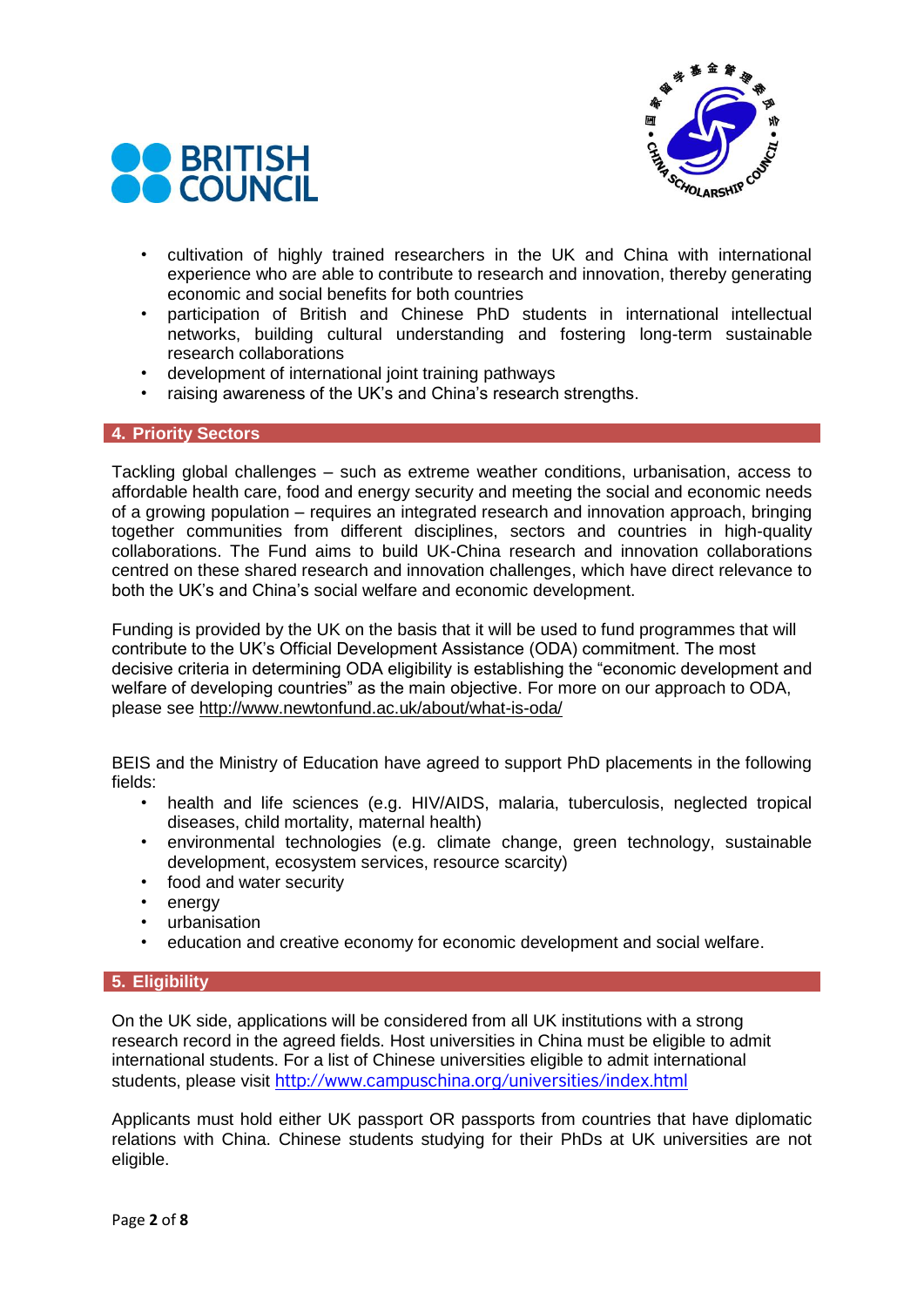- cultivation of highly trained researchers in the UK and China with international experience who are able to contribute to research and innovation, thereby generating economic and social benefits for both countries
- participation of British and Chinese PhD students in international intellectual networks, building cultural understanding and fostering long-term sustainable research collaborations
- development of international joint training pathways
- raising awareness of the UK's and China's research strengths.

## 4. Priority Sectors

Tackling global challenges – such as extreme weather conditions, urbanisation, access to affordable health care, food and energy security and meeting the social and economic needs of a growing population – requires an integrated research and innovation approach, bringing together communities from different disciplines, sectors and countries in high-quality collaborations. The Fund aims to build UK-China research and innovation collaborations centred on these shared research and innovation challenges, which have direct relevance to both the UK's and China's social welfare and economic development.

Funding is provided by the UK on the basis that it will be used to fund programmes that will contribute to the UK's Official Development Assistance (ODA) commitment. The most decisive criteria in determining ODA eligibility is establishing the "economic development and welfare of developing countries" as the main objective. For more on our approach to ODA, please see http://www.newtonfund.ac.uk/about/what-is-oda/

BEIS and the Ministry of Education have agreed to support PhD placements in the following fields:

- health and life sciences (e.g. HIV/AIDS, malaria, tuberculosis, neglected tropical diseases, child mortality, maternal health)
- environmental technologies (e.g. climate change, green technology, sustainable development, ecosystem services, resource scarcity)
- food and water security
- energy
- urbanisation
- education and creative economy for economic development and social welfare.

## 5. Eligibility

On the UK side, applications will be considered from all UK institutions with a strong research record in the agreed fields. Host universities in China must be eligible to admit international students. For a list of Chinese universities eligible to admit international students, please visit http://www.campuschina.org/universities/index.html

Applicants must hold either UK passport OR passports from countries that have diplomatic relations with China. Chinese students studying for their PhDs at UK universities are not eligible.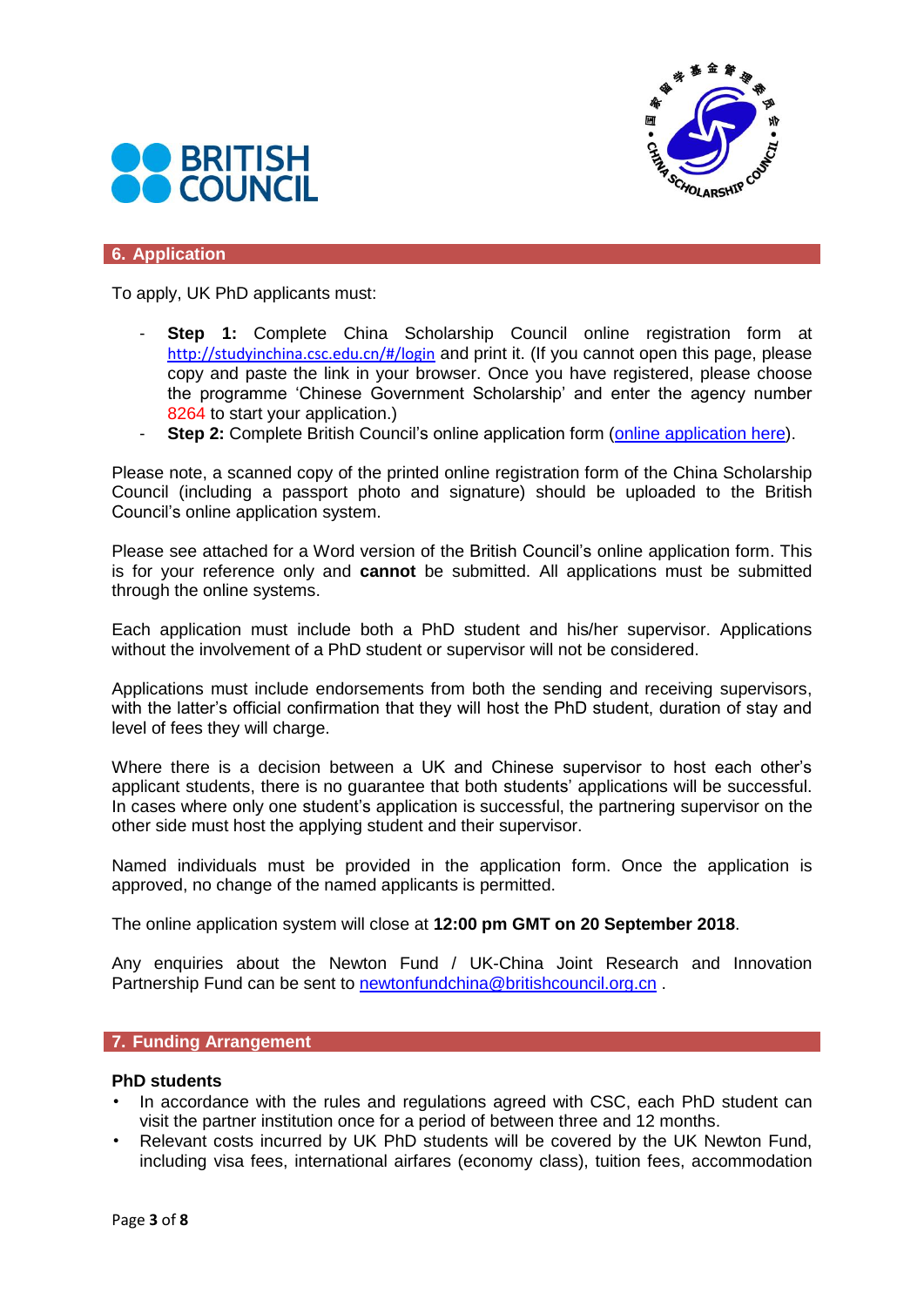## 6. Application

To apply, UK PhD applicants must:

- **Step 1:** Complete China Scholarship Council online registration form at http://studyinchina.csc.edu.cn/#/login and print it. (If you cannot open this page, please copy and paste the link in your browser. Once you have registered, please choose the programme 'Chinese Government Scholarship' and enter the agency number 8264 to start your application.)
- **Step 2:** Complete British Council's online application form (online application here).

Please note, a scanned copy of the printed online registration form of the China Scholarship Council (including a passport photo and signature) should be uploaded to the British Council's online application system.

Please see attached for a Word version of the British Council's online application form. This is for your reference only and **cannot** be submitted. All applications must be submitted through the online systems.

Each application must include both a PhD student and his/her supervisor. Applications without the involvement of a PhD student or supervisor will not be considered.

Applications must include endorsements from both the sending and receiving supervisors, with the latter's official confirmation that they will host the PhD student, duration of stay and level of fees they will charge.

Where there is a decision between a UK and Chinese supervisor to host each other's applicant students, there is no guarantee that both students' applications will be successful. In cases where only one student's application is successful, the partnering supervisor on the other side must host the applying student and their supervisor.

Named individuals must be provided in the application form. Once the application is approved, no change of the named applicants is permitted.

The online application system will close at **12:00 pm GMT on 20 September 2018**.

Any enquiries about the Newton Fund / UK-China Joint Research and Innovation Partnership Fund can be sent to newtonfundchina@britishcouncil.org.cn .

## 7. Funding Arrangement

**PhD students**

- In accordance with the rules and regulations agreed with CSC, each PhD student can visit the partner institution once for a period of between three and 12 months.
- Relevant costs incurred by UK PhD students will be covered by the UK Newton Fund, including visa fees, international airfares (economy class), tuition fees, accommodation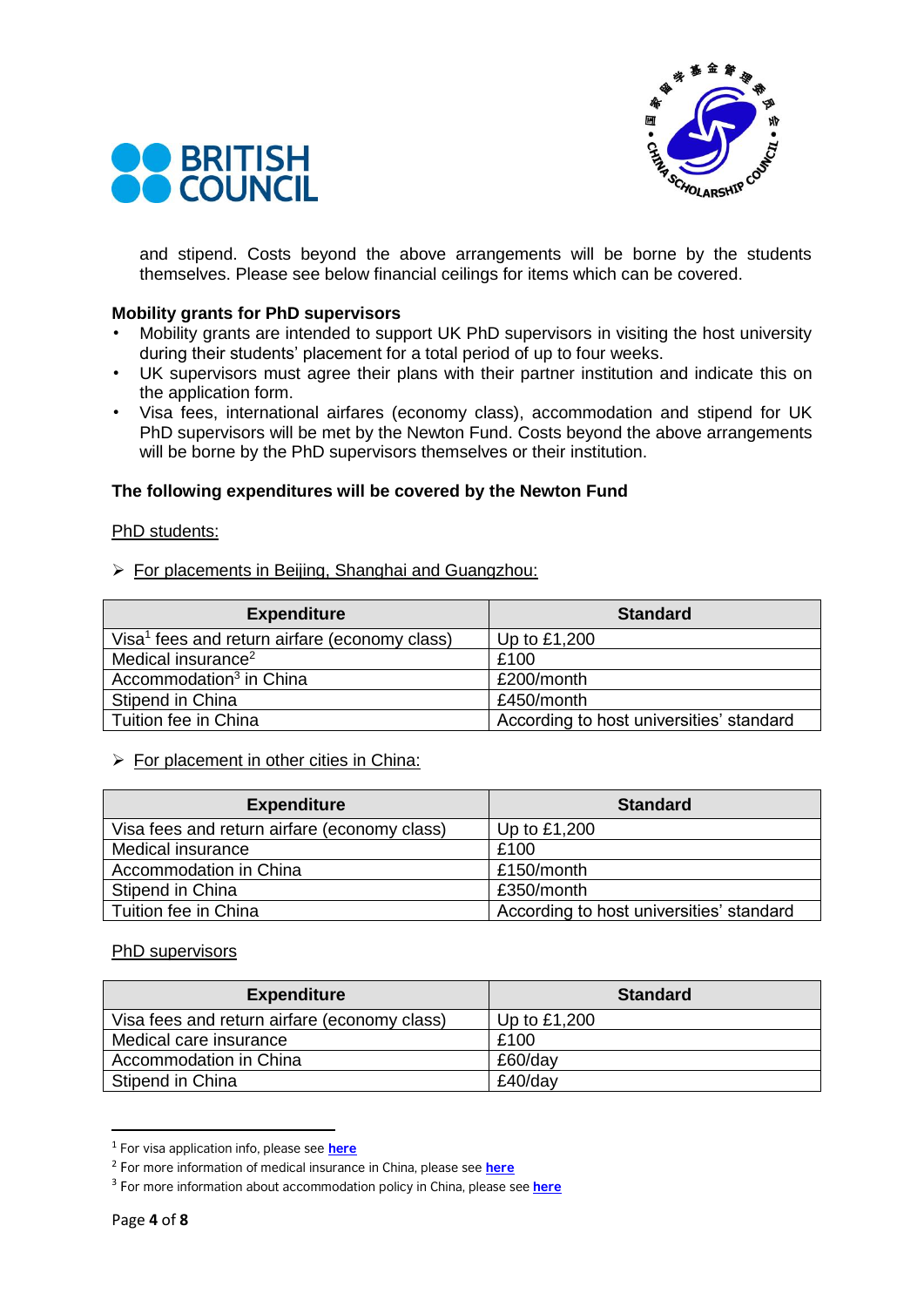and stipend. Costs beyond the above arrangements will be borne by the students themselves. Please see below financial ceilings for items which can be covered.

**Mobility grants for PhD supervisors**

- Mobility grants are intended to support UK PhD supervisors in visiting the host university during their students' placement for a total period of up to four weeks.
- UK supervisors must agree their plans with their partner institution and indicate this on the application form.
- Visa fees, international airfares (economy class), accommodation and stipend for UK PhD supervisors will be met by the Newton Fund. Costs beyond the above arrangements will be borne by the PhD supervisors themselves or their institution.

**The following expenditures will be covered by the Newton Fund**

PhD students:

- For placements in Beijing, Shanghai and Guangzhou:

| Expenditure | Standard |
| --- | --- |
| Visa[1] fees and return airfare (economy class) | Up to £1,200 |
| Medical insurance[2] | £100 |
| Accommodation[3] in China | £200/month |
| Stipend in China | £450/month |
| Tuition fee in China | According to host universities' standard |

- For placement in other cities in China:

| Expenditure | Standard |
| --- | --- |
| Visa fees and return airfare (economy class) | Up to £1,200 |
| Medical insurance | £100 |
| Accommodation in China | £150/month |
| Stipend in China | £350/month |
| Tuition fee in China | According to host universities' standard |

PhD supervisors

| Expenditure | Standard |
| --- | --- |
| Visa fees and return airfare (economy class) | Up to £1,200 |
| Medical care insurance | £100 |
| Accommodation in China | £60/day |
| Stipend in China | £40/day |

[1] For visa application info, please see **here**

[2] For more information of medical insurance in China, please see **here**

[3] For more information about accommodation policy in China, please see **here**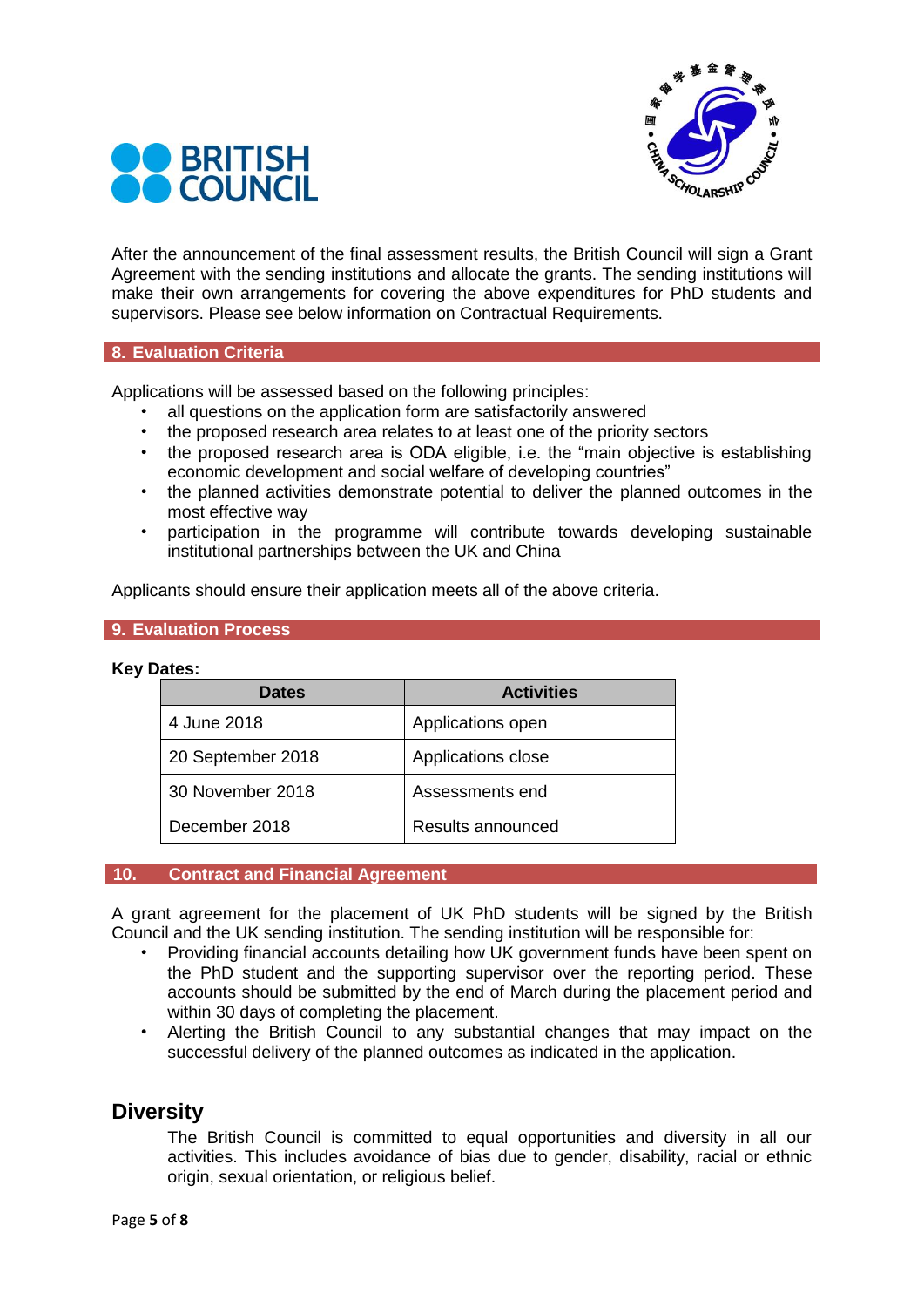After the announcement of the final assessment results, the British Council will sign a Grant Agreement with the sending institutions and allocate the grants. The sending institutions will make their own arrangements for covering the above expenditures for PhD students and supervisors. Please see below information on Contractual Requirements.

## 8. Evaluation Criteria

Applications will be assessed based on the following principles:

- all questions on the application form are satisfactorily answered
- the proposed research area relates to at least one of the priority sectors
- the proposed research area is ODA eligible, i.e. the "main objective is establishing economic development and social welfare of developing countries"
- the planned activities demonstrate potential to deliver the planned outcomes in the most effective way
- participation in the programme will contribute towards developing sustainable institutional partnerships between the UK and China

Applicants should ensure their application meets all of the above criteria.

## 9. Evaluation Process

**Key Dates:**

| Dates | Activities |
|---|---|
| 4 June 2018 | Applications open |
| 20 September 2018 | Applications close |
| 30 November 2018 | Assessments end |
| December 2018 | Results announced |

## 10. Contract and Financial Agreement

A grant agreement for the placement of UK PhD students will be signed by the British Council and the UK sending institution. The sending institution will be responsible for:

- Providing financial accounts detailing how UK government funds have been spent on the PhD student and the supporting supervisor over the reporting period. These accounts should be submitted by the end of March during the placement period and within 30 days of completing the placement.
- Alerting the British Council to any substantial changes that may impact on the successful delivery of the planned outcomes as indicated in the application.

## Diversity

The British Council is committed to equal opportunities and diversity in all our activities. This includes avoidance of bias due to gender, disability, racial or ethnic origin, sexual orientation, or religious belief.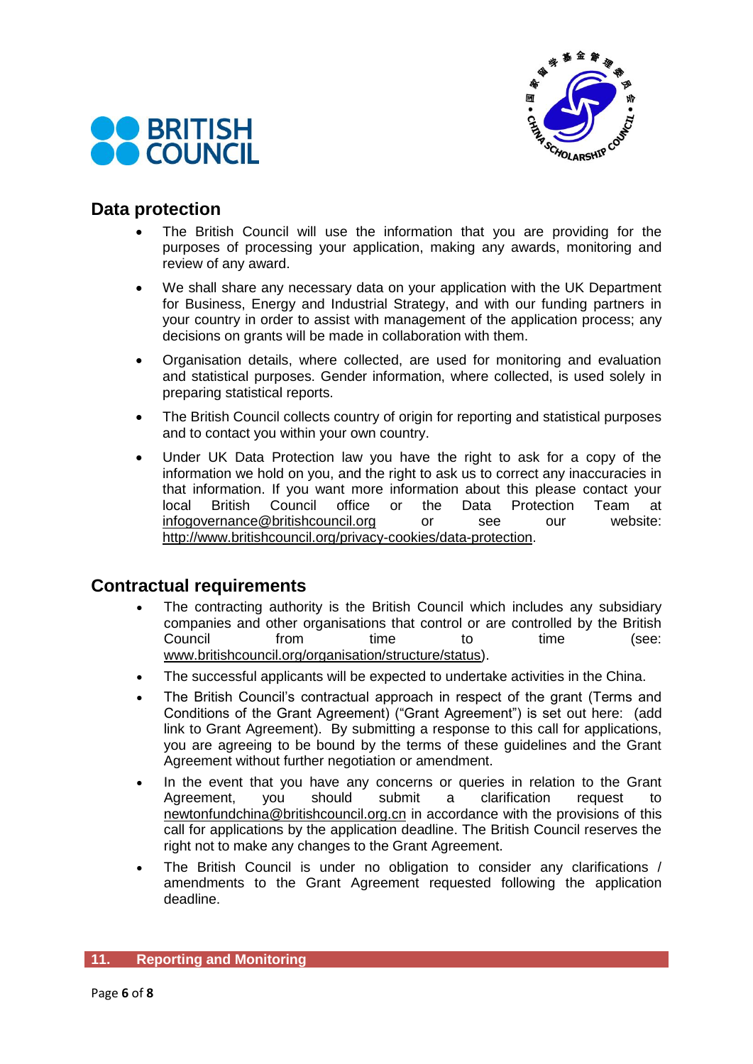## Data protection

- The British Council will use the information that you are providing for the purposes of processing your application, making any awards, monitoring and review of any award.
- We shall share any necessary data on your application with the UK Department for Business, Energy and Industrial Strategy, and with our funding partners in your country in order to assist with management of the application process; any decisions on grants will be made in collaboration with them.
- Organisation details, where collected, are used for monitoring and evaluation and statistical purposes. Gender information, where collected, is used solely in preparing statistical reports.
- The British Council collects country of origin for reporting and statistical purposes and to contact you within your own country.
- Under UK Data Protection law you have the right to ask for a copy of the information we hold on you, and the right to ask us to correct any inaccuracies in that information. If you want more information about this please contact your local British Council office or the Data Protection Team at infogovernance@britishcouncil.org or see our website: http://www.britishcouncil.org/privacy-cookies/data-protection.

## Contractual requirements

- The contracting authority is the British Council which includes any subsidiary companies and other organisations that control or are controlled by the British Council from time to time (see: www.britishcouncil.org/organisation/structure/status).
- The successful applicants will be expected to undertake activities in the China.
- The British Council's contractual approach in respect of the grant (Terms and Conditions of the Grant Agreement) ("Grant Agreement") is set out here: (add link to Grant Agreement). By submitting a response to this call for applications, you are agreeing to be bound by the terms of these guidelines and the Grant Agreement without further negotiation or amendment.
- In the event that you have any concerns or queries in relation to the Grant Agreement, you should submit a clarification request to newtonfundchina@britishcouncil.org.cn in accordance with the provisions of this call for applications by the application deadline. The British Council reserves the right not to make any changes to the Grant Agreement.
- The British Council is under no obligation to consider any clarifications / amendments to the Grant Agreement requested following the application deadline.

## 11. Reporting and Monitoring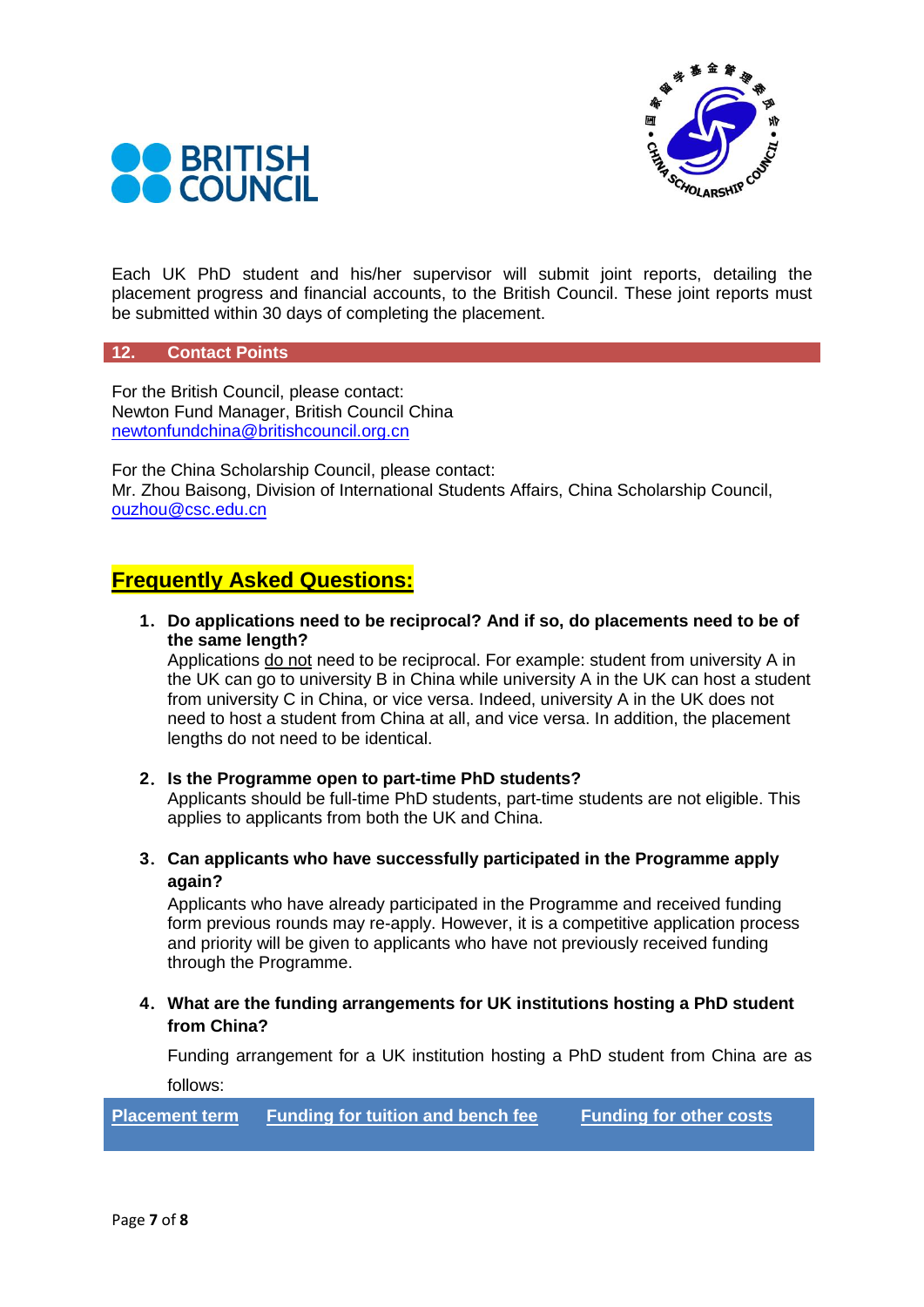Each UK PhD student and his/her supervisor will submit joint reports, detailing the placement progress and financial accounts, to the British Council. These joint reports must be submitted within 30 days of completing the placement.

## 12. Contact Points

For the British Council, please contact:
Newton Fund Manager, British Council China
newtonfundchina@britishcouncil.org.cn

For the China Scholarship Council, please contact:
Mr. Zhou Baisong, Division of International Students Affairs, China Scholarship Council, ouzhou@csc.edu.cn

## Frequently Asked Questions:

1. **Do applications need to be reciprocal? And if so, do placements need to be of the same length?**
   Applications do not need to be reciprocal. For example: student from university A in the UK can go to university B in China while university A in the UK can host a student from university C in China, or vice versa. Indeed, university A in the UK does not need to host a student from China at all, and vice versa. In addition, the placement lengths do not need to be identical.

2. **Is the Programme open to part-time PhD students?**
   Applicants should be full-time PhD students, part-time students are not eligible. This applies to applicants from both the UK and China.

3. **Can applicants who have successfully participated in the Programme apply again?**
   Applicants who have already participated in the Programme and received funding form previous rounds may re-apply. However, it is a competitive application process and priority will be given to applicants who have not previously received funding through the Programme.

4. **What are the funding arrangements for UK institutions hosting a PhD student from China?**

   Funding arrangement for a UK institution hosting a PhD student from China are as follows:

| Placement term | Funding for tuition and bench fee | Funding for other costs |
|---|---|---|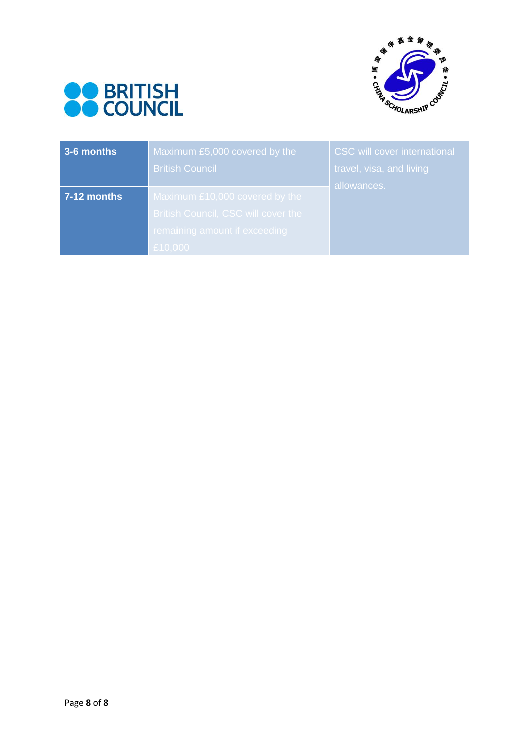| | | |
|---|---|---|
| **3-6 months** | Maximum £5,000 covered by the British Council | CSC will cover international travel, visa, and living allowances. |
| **7-12 months** | Maximum £10,000 covered by the British Council, CSC will cover the remaining amount if exceeding £10,000 | |